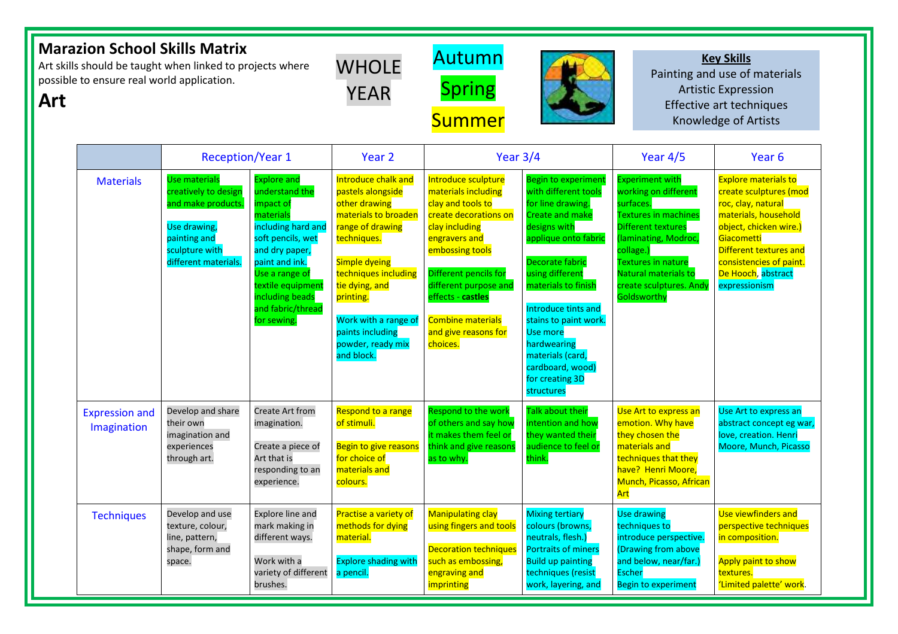## Marazion School Skills Matrix

Art skills should be taught when linked to projects where possible to ensure real world application.

## Art

WHOLE YEAR

Autumn

Spring

Summer

**Key Skills**

Painting and use of materials
Artistic Expression
Effective art techniques
Knowledge of Artists

| | Reception/Year 1 | | Year 2 | Year 3/4 | | Year 4/5 | Year 6 |
|---|---|---|---|---|---|---|---|
| Materials | Use materials creatively to design and make products.<br><br>Use drawing, painting and sculpture with different materials. | Explore and understand the impact of materials including hard and soft pencils, wet and dry paper, paint and ink.<br>Use a range of textile equipment including beads and fabric/thread for sewing. | Introduce chalk and pastels alongside other drawing materials to broaden range of drawing techniques.<br><br>Simple dyeing techniques including tie dying, and printing.<br><br>Work with a range of paints including powder, ready mix and block. | Introduce sculpture materials including clay and tools to create decorations on clay including engravers and embossing tools<br><br>Different pencils for different purpose and effects - **castles**<br><br>Combine materials and give reasons for choices. | Begin to experiment with different tools for line drawing. Create and make designs with applique onto fabric<br><br>Decorate fabric using different materials to finish<br><br>Introduce tints and stains to paint work. Use more hardwearing materials (card, cardboard, wood) for creating 3D structures | Experiment with working on different surfaces.<br>Textures in machines<br>Different textures (laminating, Modroc, collage.)<br>Textures in nature<br>Natural materials to create sculptures. Andy Goldsworthy | Explore materials to create sculptures (mod roc, clay, natural materials, household object, chicken wire.) Giacometti<br>Different textures and consistencies of paint. De Hooch, abstract expressionism |
| Expression and Imagination | Develop and share their own imagination and experiences through art. | Create Art from imagination.<br><br>Create a piece of Art that is responding to an experience. | Respond to a range of stimuli.<br><br>Begin to give reasons for choice of materials and colours. | Respond to the work of others and say how it makes them feel or think and give reasons as to why. | Talk about their intention and how they wanted their audience to feel or think. | Use Art to express an emotion. Why have they chosen the materials and techniques that they have? Henri Moore, Munch, Picasso, African Art | Use Art to express an abstract concept eg war, love, creation. Henri Moore, Munch, Picasso |
| Techniques | Develop and use texture, colour, line, pattern, shape, form and space. | Explore line and mark making in different ways.<br><br>Work with a variety of different brushes. | Practise a variety of methods for dying material.<br><br>Explore shading with a pencil. | Manipulating clay using fingers and tools<br><br>Decoration techniques such as embossing, engraving and imprinting | Mixing tertiary colours (browns, neutrals, flesh.)<br>Portraits of miners<br>Build up painting techniques (resist work, layering, and | Use drawing techniques to introduce perspective. (Drawing from above and below, near/far.) Escher<br>Begin to experiment | Use viewfinders and perspective techniques in composition.<br><br>Apply paint to show textures.<br>'Limited palette' work. |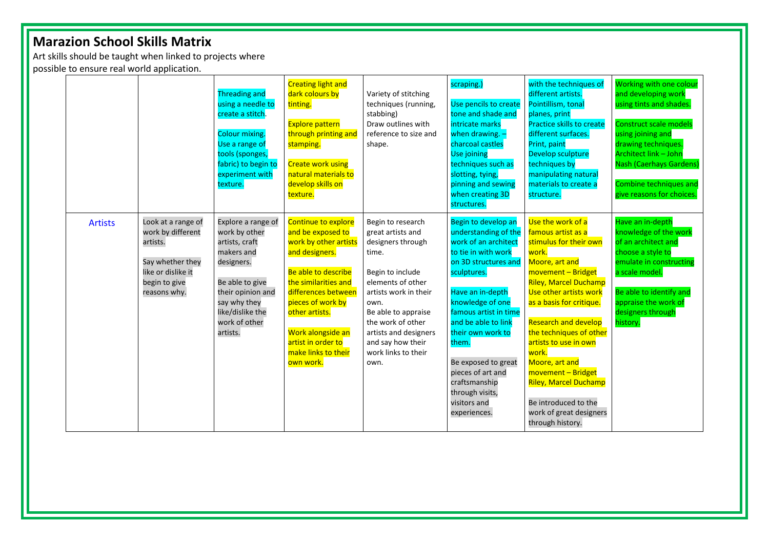# Marazion School Skills Matrix

Art skills should be taught when linked to projects where possible to ensure real world application.

| | | | | | | | |
|---|---|---|---|---|---|---|---|
| | | Threading and using a needle to create a stitch.<br><br>Colour mixing.<br>Use a range of tools (sponges, fabric) to begin to experiment with texture. | Creating light and dark colours by tinting.<br><br>Explore pattern through printing and stamping.<br><br>Create work using natural materials to develop skills on texture. | Variety of stitching techniques (running, stabbing)<br>Draw outlines with reference to size and shape. | scraping.)<br><br>Use pencils to create tone and shade and intricate marks when drawing. – charcoal castles<br>Use joining techniques such as slotting, tying, pinning and sewing when creating 3D structures. | with the techniques of different artists.<br>Pointillism, tonal planes, print<br>Practice skills to create different surfaces.<br>Print, paint<br>Develop sculpture techniques by manipulating natural materials to create a structure. | Working with one colour and developing work using tints and shades.<br><br>Construct scale models using joining and drawing techniques.<br>Architect link – John Nash (Caerhays Gardens)<br><br>Combine techniques and give reasons for choices. |
| Artists | Look at a range of work by different artists.<br><br>Say whether they like or dislike it begin to give reasons why. | Explore a range of work by other artists, craft makers and designers.<br><br>Be able to give their opinion and say why they like/dislike the work of other artists. | Continue to explore and be exposed to work by other artists and designers.<br><br>Be able to describe the similarities and differences between pieces of work by other artists.<br><br>Work alongside an artist in order to make links to their own work. | Begin to research great artists and designers through time.<br><br>Begin to include elements of other artists work in their own.<br>Be able to appraise the work of other artists and designers and say how their work links to their own. | Begin to develop an understanding of the work of an architect to tie in with work on 3D structures and sculptures.<br><br>Have an in-depth knowledge of one famous artist in time and be able to link their own work to them.<br><br>Be exposed to great pieces of art and craftsmanship through visits, visitors and experiences. | Use the work of a famous artist as a stimulus for their own work.<br>Moore, art and movement – Bridget Riley, Marcel Duchamp<br>Use other artists work as a basis for critique.<br><br>Research and develop the techniques of other artists to use in own work.<br>Moore, art and movement – Bridget Riley, Marcel Duchamp<br><br>Be introduced to the work of great designers through history. | Have an in-depth knowledge of the work of an architect and choose a style to emulate in constructing a scale model.<br><br>Be able to identify and appraise the work of designers through history. |